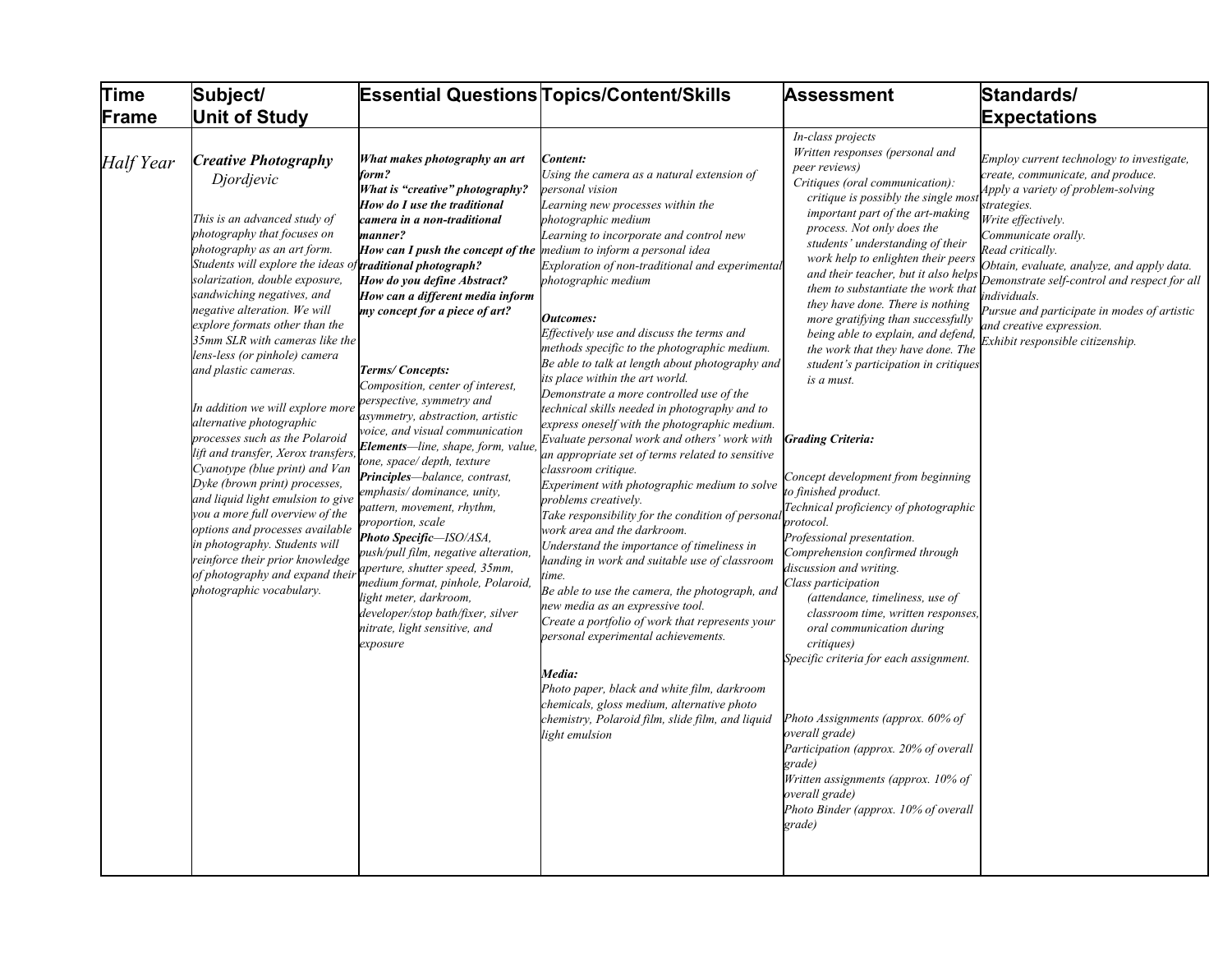| Time Frame | Subject/ Unit of Study | Essential Questions | Topics/Content/Skills | Assessment | Standards/ Expectations |
|---|---|---|---|---|---|
| *Half Year* | ***Creative Photography*** <br> *Djordjevic* <br><br> *This is an advanced study of photography that focuses on photography as an art form. Students will explore the ideas of solarization, double exposure, sandwiching negatives, and negative alteration. We will explore formats other than the 35mm SLR with cameras like the lens-less (or pinhole) camera and plastic cameras.* <br><br> *In addition we will explore more alternative photographic processes such as the Polaroid lift and transfer, Xerox transfers, Cyanotype (blue print) and Van Dyke (brown print) processes, and liquid light emulsion to give you a more full overview of the options and processes available in photography. Students will reinforce their prior knowledge of photography and expand their photographic vocabulary.* | ***What makes photography an art form?*** <br> ***What is "creative" photography?*** <br> ***How do I use the traditional camera in a non-traditional manner?*** <br> ***How can I push the concept of the traditional photograph?*** <br> ***How do you define Abstract?*** <br> ***How can a different media inform my concept for a piece of art?*** <br><br> ***Terms/ Concepts:*** <br> *Composition, center of interest, perspective, symmetry and asymmetry, abstraction, artistic voice, and visual communication* <br> ***Elements****—line, shape, form, value, tone, space/ depth, texture* <br> ***Principles****—balance, contrast, emphasis/ dominance, unity, pattern, movement, rhythm, proportion, scale* <br> ***Photo Specific****—ISO/ASA, push/pull film, negative alteration, aperture, shutter speed, 35mm, medium format, pinhole, Polaroid, light meter, darkroom, developer/stop bath/fixer, silver nitrate, light sensitive, and exposure* | ***Content:*** <br> *Using the camera as a natural extension of personal vision* <br> *Learning new processes within the photographic medium* <br> *Learning to incorporate and control new medium to inform a personal idea* <br> *Exploration of non-traditional and experimental photographic medium* <br><br> ***Outcomes:*** <br> *Effectively use and discuss the terms and methods specific to the photographic medium.* <br> *Be able to talk at length about photography and its place within the art world.* <br> *Demonstrate a more controlled use of the technical skills needed in photography and to express oneself with the photographic medium.* <br> *Evaluate personal work and others' work with an appropriate set of terms related to sensitive classroom critique.* <br> *Experiment with photographic medium to solve problems creatively.* <br> *Take responsibility for the condition of personal work area and the darkroom.* <br> *Understand the importance of timeliness in handing in work and suitable use of classroom time.* <br> *Be able to use the camera, the photograph, and new media as an expressive tool.* <br> *Create a portfolio of work that represents your personal experimental achievements.* <br><br> ***Media:*** <br> *Photo paper, black and white film, darkroom chemicals, gloss medium, alternative photo chemistry, Polaroid film, slide film, and liquid light emulsion* | *In-class projects* <br> *Written responses (personal and peer reviews)* <br> *Critiques (oral communication): critique is possibly the single most important part of the art-making process. Not only does the students' understanding of their work help to enlighten their peers and their teacher, but it also helps them to substantiate the work that they have done. There is nothing more gratifying than successfully being able to explain, and defend, the work that they have done. The student's participation in critiques is a must.* <br><br> ***Grading Criteria:*** <br><br> *Concept development from beginning to finished product.* <br> *Technical proficiency of photographic protocol.* <br> *Professional presentation.* <br> *Comprehension confirmed through discussion and writing.* <br> *Class participation (attendance, timeliness, use of classroom time, written responses, oral communication during critiques)* <br> *Specific criteria for each assignment.* <br><br> *Photo Assignments (approx. 60% of overall grade)* <br> *Participation (approx. 20% of overall grade)* <br> *Written assignments (approx. 10% of overall grade)* <br> *Photo Binder (approx. 10% of overall grade)* | *Employ current technology to investigate, create, communicate, and produce.* <br> *Apply a variety of problem-solving strategies.* <br> *Write effectively.* <br> *Communicate orally.* <br> *Read critically.* <br> *Obtain, evaluate, analyze, and apply data.* <br> *Demonstrate self-control and respect for all individuals.* <br> *Pursue and participate in modes of artistic and creative expression.* <br> *Exhibit responsible citizenship.* |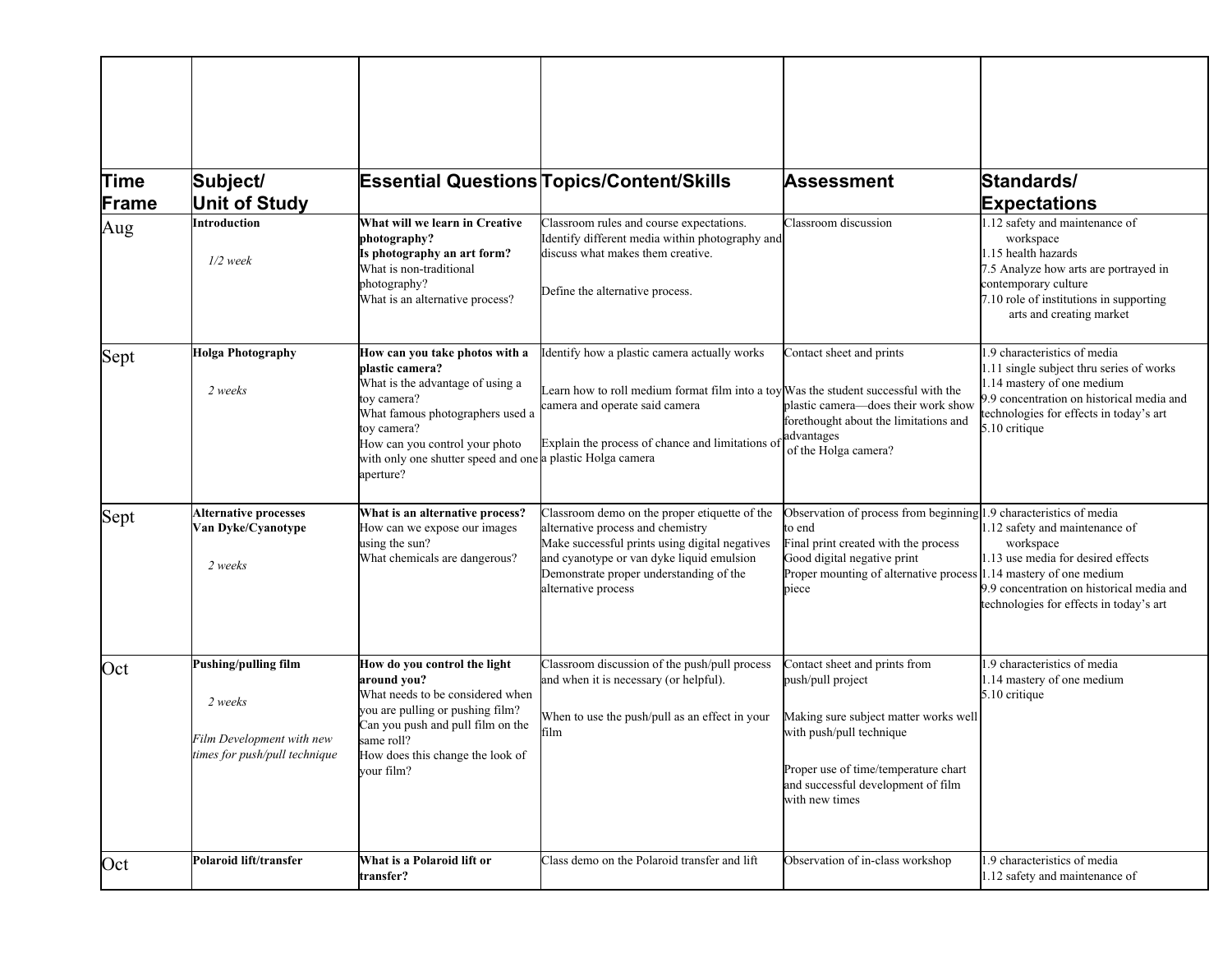| | | | | | |
|---|---|---|---|---|---|
| **Time Frame** | **Subject/ Unit of Study** | **Essential Questions** | **Topics/Content/Skills** | **Assessment** | **Standards/ Expectations** |
| Aug | **Introduction**<br><br>*1/2 week* | **What will we learn in Creative photography?**<br>**Is photography an art form?**<br>What is non-traditional photography?<br>What is an alternative process? | Classroom rules and course expectations.<br>Identify different media within photography and discuss what makes them creative.<br><br>Define the alternative process. | Classroom discussion | 1.12 safety and maintenance of workspace<br>1.15 health hazards<br>7.5 Analyze how arts are portrayed in contemporary culture<br>7.10 role of institutions in supporting arts and creating market |
| Sept | **Holga Photography**<br><br>*2 weeks* | **How can you take photos with a plastic camera?**<br>What is the advantage of using a toy camera?<br>What famous photographers used a toy camera?<br>How can you control your photo with only one shutter speed and one aperture? | Identify how a plastic camera actually works<br><br>Learn how to roll medium format film into a toy camera and operate said camera<br><br>Explain the process of chance and limitations of a plastic Holga camera | Contact sheet and prints<br><br>Was the student successful with the plastic camera—does their work show forethought about the limitations and advantages of the Holga camera? | 1.9 characteristics of media<br>1.11 single subject thru series of works<br>1.14 mastery of one medium<br>9.9 concentration on historical media and technologies for effects in today's art<br>5.10 critique |
| Sept | **Alternative processes Van Dyke/Cyanotype**<br><br>*2 weeks* | **What is an alternative process?**<br>How can we expose our images using the sun?<br>What chemicals are dangerous? | Classroom demo on the proper etiquette of the alternative process and chemistry<br>Make successful prints using digital negatives and cyanotype or van dyke liquid emulsion<br>Demonstrate proper understanding of the alternative process | Observation of process from beginning to end<br>Final print created with the process<br>Good digital negative print<br>Proper mounting of alternative process piece | 1.9 characteristics of media<br>1.12 safety and maintenance of workspace<br>1.13 use media for desired effects<br>1.14 mastery of one medium<br>9.9 concentration on historical media and technologies for effects in today's art |
| Oct | **Pushing/pulling film**<br><br>*2 weeks*<br><br>*Film Development with new times for push/pull technique* | **How do you control the light around you?**<br>What needs to be considered when you are pulling or pushing film?<br>Can you push and pull film on the same roll?<br>How does this change the look of your film? | Classroom discussion of the push/pull process and when it is necessary (or helpful).<br><br>When to use the push/pull as an effect in your film | Contact sheet and prints from push/pull project<br><br>Making sure subject matter works well with push/pull technique<br><br>Proper use of time/temperature chart and successful development of film with new times | 1.9 characteristics of media<br>1.14 mastery of one medium<br>5.10 critique |
| Oct | **Polaroid lift/transfer** | **What is a Polaroid lift or transfer?** | Class demo on the Polaroid transfer and lift | Observation of in-class workshop | 1.9 characteristics of media<br>1.12 safety and maintenance of |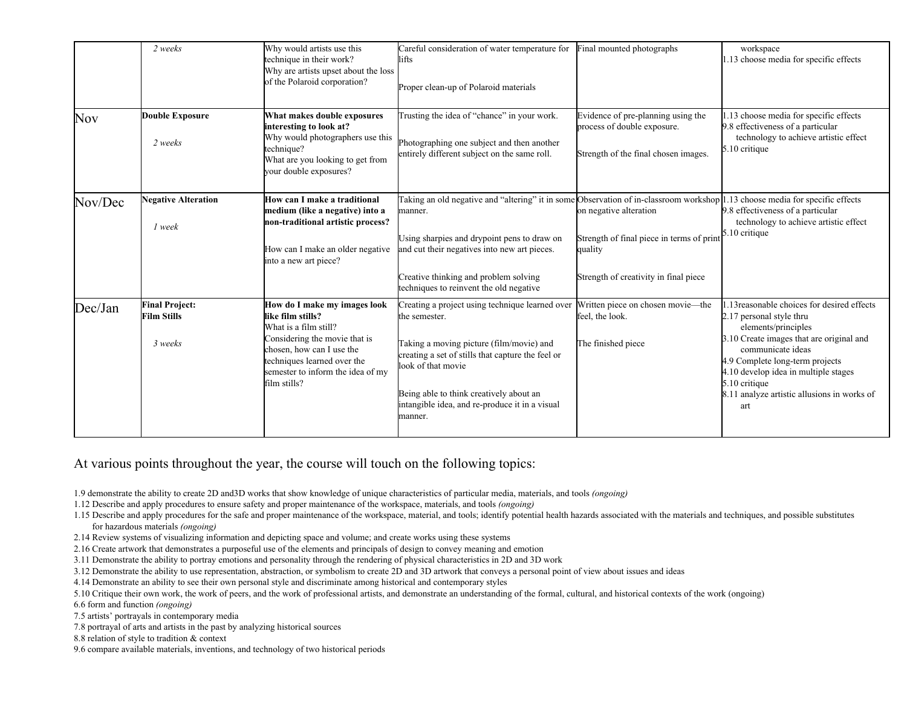| | | | | | |
|---|---|---|---|---|---|
| | *2 weeks* | Why would artists use this technique in their work?<br>Why are artists upset about the loss of the Polaroid corporation? | Careful consideration of water temperature for lifts<br><br>Proper clean-up of Polaroid materials | Final mounted photographs | workspace<br>1.13 choose media for specific effects |
| Nov | **Double Exposure**<br><br>*2 weeks* | **What makes double exposures interesting to look at?**<br>Why would photographers use this technique?<br>What are you looking to get from your double exposures? | Trusting the idea of "chance" in your work.<br><br>Photographing one subject and then another entirely different subject on the same roll. | Evidence of pre-planning using the process of double exposure.<br><br>Strength of the final chosen images. | 1.13 choose media for specific effects<br>9.8 effectiveness of a particular technology to achieve artistic effect<br>5.10 critique |
| Nov/Dec | **Negative Alteration**<br><br>*1 week* | **How can I make a traditional medium (like a negative) into a non-traditional artistic process?**<br><br>How can I make an older negative into a new art piece? | Taking an old negative and "altering" it in some manner.<br><br>Using sharpies and drypoint pens to draw on and cut their negatives into new art pieces.<br><br>Creative thinking and problem solving techniques to reinvent the old negative | Observation of in-classroom workshop on negative alteration<br><br>Strength of final piece in terms of print quality<br><br>Strength of creativity in final piece | 1.13 choose media for specific effects<br>9.8 effectiveness of a particular technology to achieve artistic effect<br>5.10 critique |
| Dec/Jan | **Final Project: Film Stills**<br><br>*3 weeks* | **How do I make my images look like film stills?**<br>What is a film still?<br>Considering the movie that is chosen, how can I use the techniques learned over the semester to inform the idea of my film stills? | Creating a project using technique learned over the semester.<br><br>Taking a moving picture (film/movie) and creating a set of stills that capture the feel or look of that movie<br><br>Being able to think creatively about an intangible idea, and re-produce it in a visual manner. | Written piece on chosen movie—the feel, the look.<br><br>The finished piece | 1.13reasonable choices for desired effects<br>2.17 personal style thru elements/principles<br>3.10 Create images that are original and communicate ideas<br>4.9 Complete long-term projects<br>4.10 develop idea in multiple stages<br>5.10 critique<br>8.11 analyze artistic allusions in works of art |

At various points throughout the year, the course will touch on the following topics:

1.9 demonstrate the ability to create 2D and3D works that show knowledge of unique characteristics of particular media, materials, and tools *(ongoing)*
1.12 Describe and apply procedures to ensure safety and proper maintenance of the workspace, materials, and tools *(ongoing)*
1.15 Describe and apply procedures for the safe and proper maintenance of the workspace, material, and tools; identify potential health hazards associated with the materials and techniques, and possible substitutes for hazardous materials *(ongoing)*
2.14 Review systems of visualizing information and depicting space and volume; and create works using these systems
2.16 Create artwork that demonstrates a purposeful use of the elements and principals of design to convey meaning and emotion
3.11 Demonstrate the ability to portray emotions and personality through the rendering of physical characteristics in 2D and 3D work
3.12 Demonstrate the ability to use representation, abstraction, or symbolism to create 2D and 3D artwork that conveys a personal point of view about issues and ideas
4.14 Demonstrate an ability to see their own personal style and discriminate among historical and contemporary styles
5.10 Critique their own work, the work of peers, and the work of professional artists, and demonstrate an understanding of the formal, cultural, and historical contexts of the work (ongoing)
6.6 form and function *(ongoing)*
7.5 artists' portrayals in contemporary media
7.8 portrayal of arts and artists in the past by analyzing historical sources
8.8 relation of style to tradition & context
9.6 compare available materials, inventions, and technology of two historical periods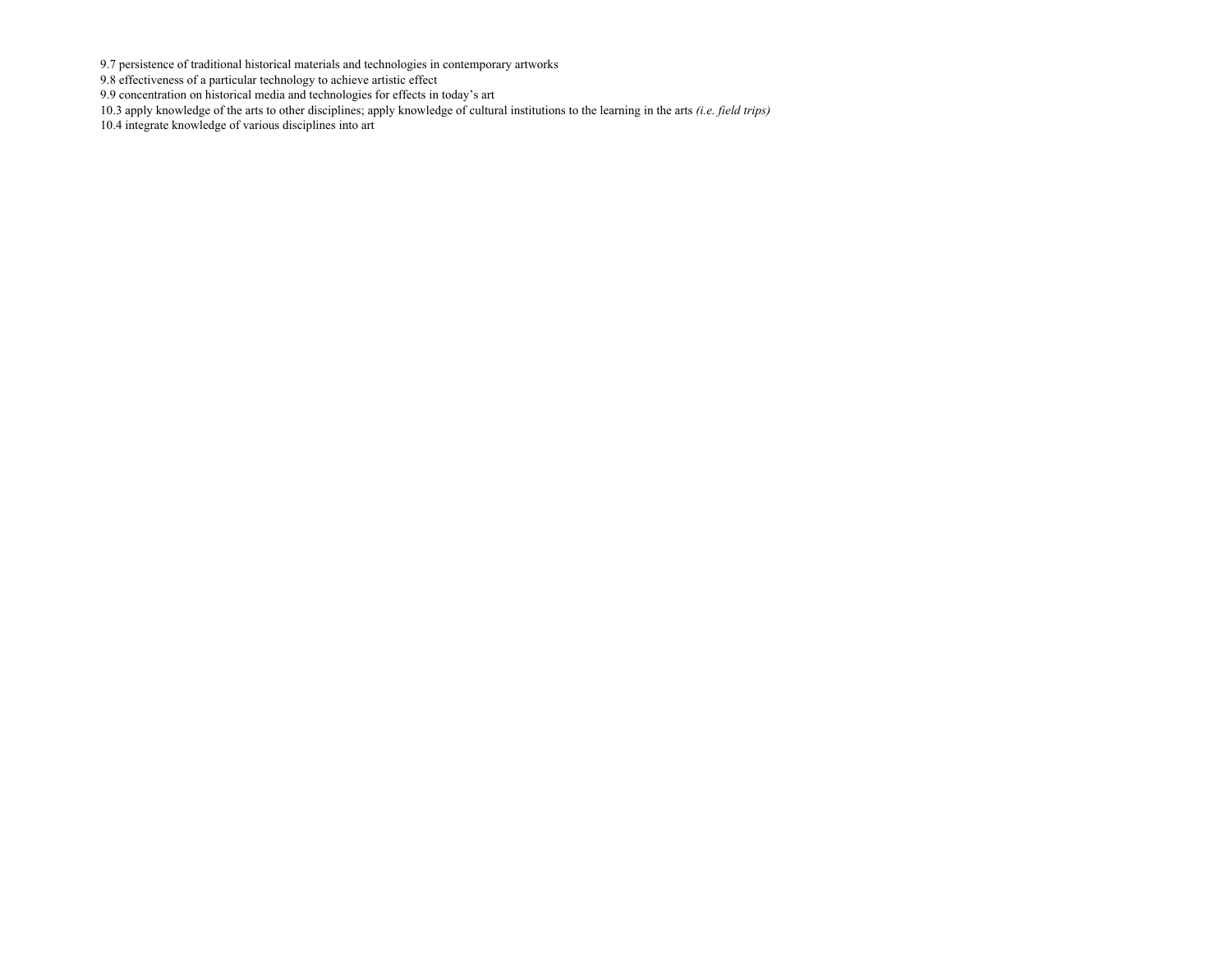9.7 persistence of traditional historical materials and technologies in contemporary artworks
9.8 effectiveness of a particular technology to achieve artistic effect
9.9 concentration on historical media and technologies for effects in today's art
10.3 apply knowledge of the arts to other disciplines; apply knowledge of cultural institutions to the learning in the arts *(i.e. field trips)*
10.4 integrate knowledge of various disciplines into art